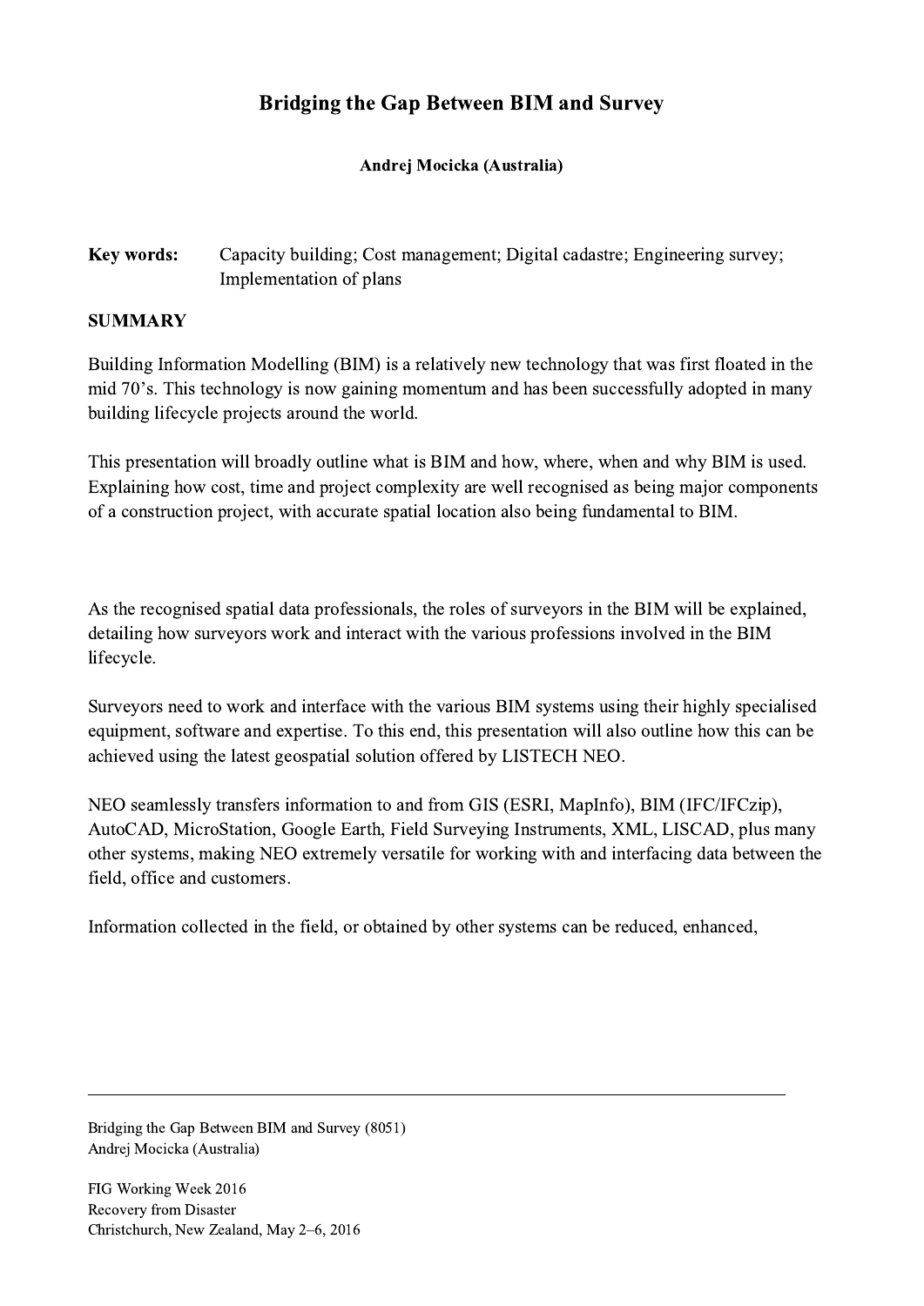# Bridging the Gap Between BIM and Survey

**Andrej Mocicka (Australia)**

**Key words:** Capacity building; Cost management; Digital cadastre; Engineering survey; Implementation of plans

## SUMMARY

Building Information Modelling (BIM) is a relatively new technology that was first floated in the mid 70's. This technology is now gaining momentum and has been successfully adopted in many building lifecycle projects around the world.

This presentation will broadly outline what is BIM and how, where, when and why BIM is used. Explaining how cost, time and project complexity are well recognised as being major components of a construction project, with accurate spatial location also being fundamental to BIM.

As the recognised spatial data professionals, the roles of surveyors in the BIM will be explained, detailing how surveyors work and interact with the various professions involved in the BIM lifecycle.

Surveyors need to work and interface with the various BIM systems using their highly specialised equipment, software and expertise. To this end, this presentation will also outline how this can be achieved using the latest geospatial solution offered by LISTECH NEO.

NEO seamlessly transfers information to and from GIS (ESRI, MapInfo), BIM (IFC/IFCzip), AutoCAD, MicroStation, Google Earth, Field Surveying Instruments, XML, LISCAD, plus many other systems, making NEO extremely versatile for working with and interfacing data between the field, office and customers.

Information collected in the field, or obtained by other systems can be reduced, enhanced,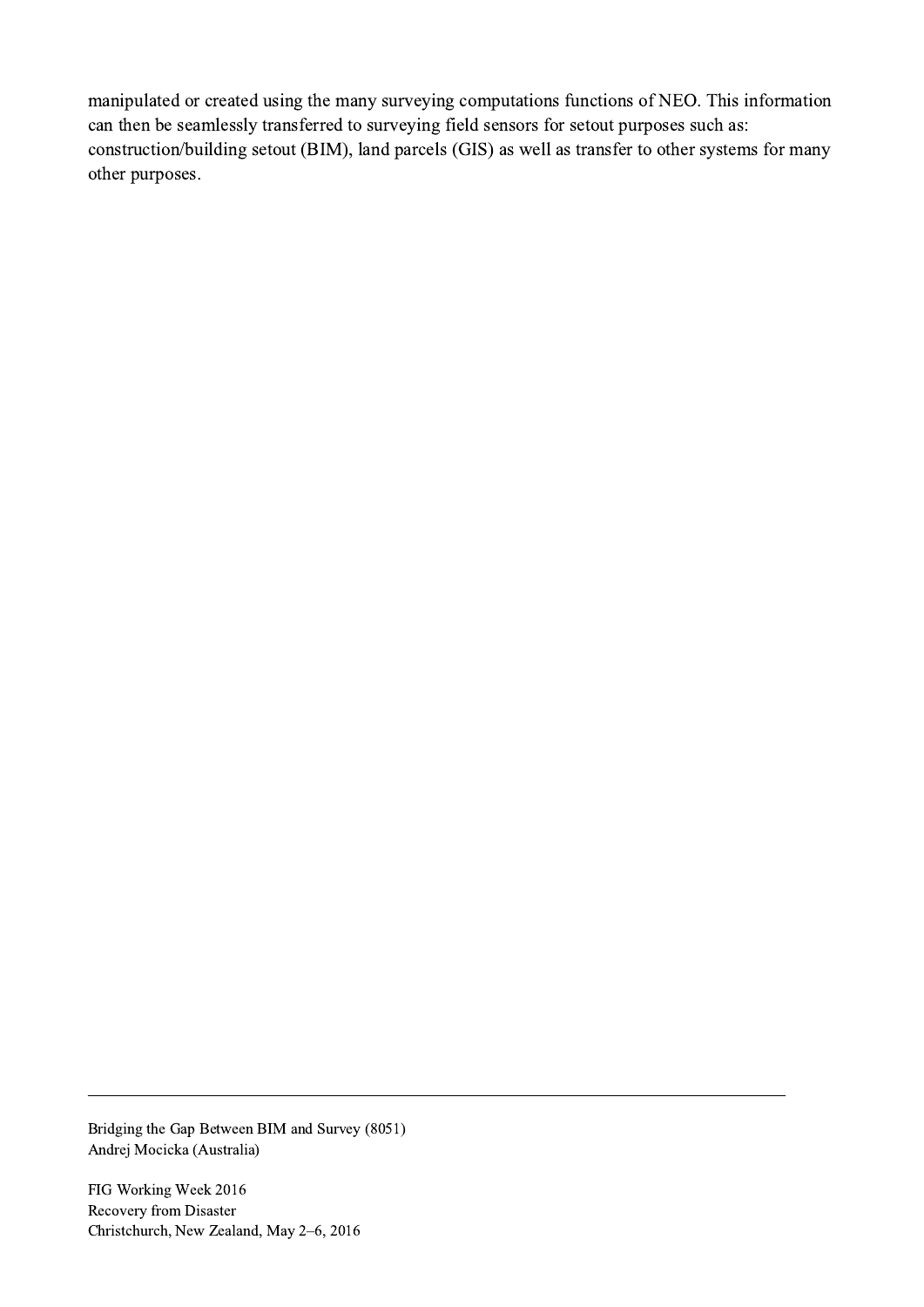manipulated or created using the many surveying computations functions of NEO. This information can then be seamlessly transferred to surveying field sensors for setout purposes such as: construction/building setout (BIM), land parcels (GIS) as well as transfer to other systems for many other purposes.